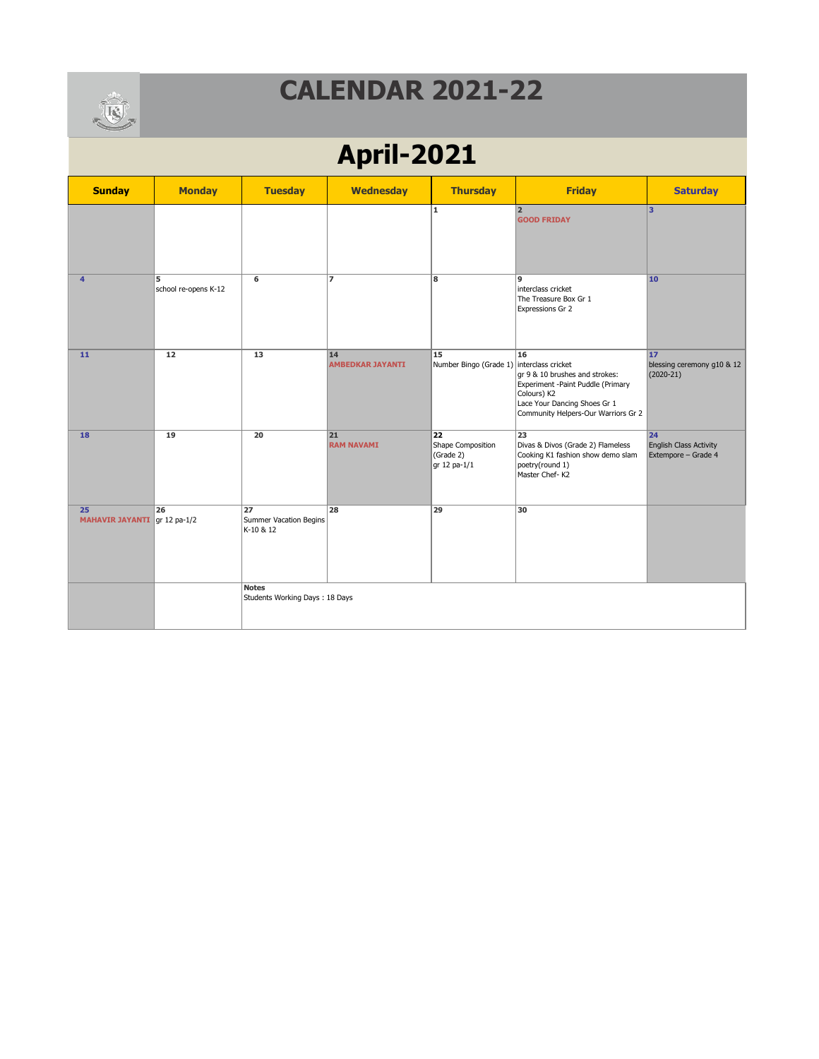# CALENDAR 2021-22

## April-2021

| Sunday | Monday | Tuesday | Wednesday | Thursday | Friday | Saturday |
|---|---|---|---|---|---|---|
| | | | | 1 | 2<br>**GOOD FRIDAY** | 3 |
| 4 | 5<br>school re-opens K-12 | 6 | 7 | 8 | 9<br>interclass cricket<br>The Treasure Box Gr 1<br>Expressions Gr 2 | 10 |
| 11 | 12 | 13 | 14<br>**AMBEDKAR JAYANTI** | 15<br>Number Bingo (Grade 1) | 16<br>interclass cricket<br>gr 9 & 10 brushes and strokes:<br>Experiment -Paint Puddle (Primary Colours) K2<br>Lace Your Dancing Shoes Gr 1<br>Community Helpers-Our Warriors Gr 2 | 17<br>blessing ceremony g10 & 12 (2020-21) |
| 18 | 19 | 20 | 21<br>**RAM NAVAMI** | 22<br>Shape Composition (Grade 2)<br>gr 12 pa-1/1 | 23<br>Divas & Divos (Grade 2) Flameless Cooking K1 fashion show demo slam poetry(round 1)<br>Master Chef- K2 | 24<br>English Class Activity Extempore – Grade 4 |
| 25<br>**MAHAVIR JAYANTI** | 26<br>gr 12 pa-1/2 | 27<br>Summer Vacation Begins K-10 & 12 | 28 | 29 | 30 | |
| | | **Notes**<br>Students Working Days : 18 Days | | | | |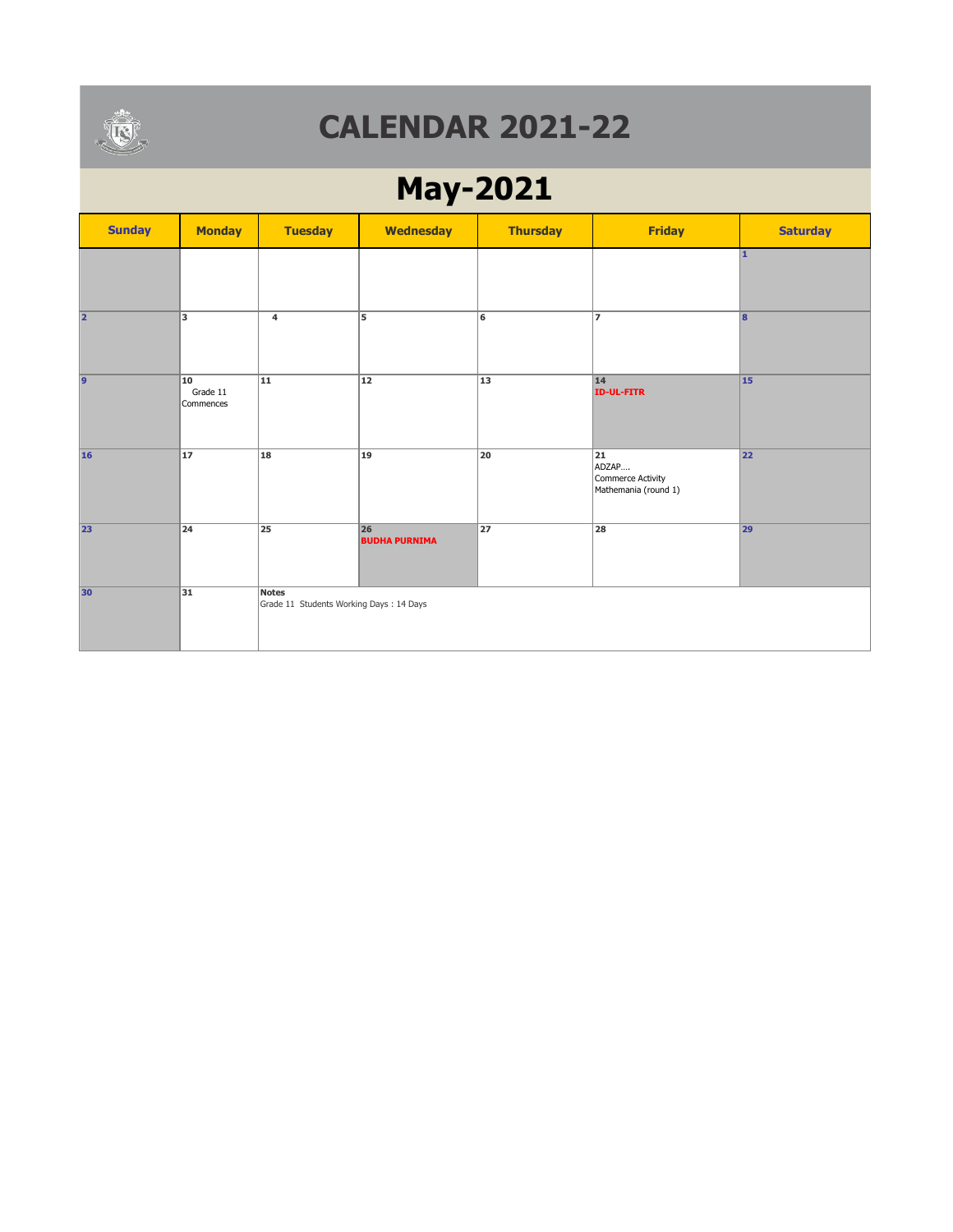# CALENDAR 2021-22

## May-2021

| Sunday | Monday | Tuesday | Wednesday | Thursday | Friday | Saturday |
|---|---|---|---|---|---|---|
| | | | | | | 1 |
| 2 | 3 | 4 | 5 | 6 | 7 | 8 |
| 9 | 10 Grade 11 Commences | 11 | 12 | 13 | 14 **ID-UL-FITR** | 15 |
| 16 | 17 | 18 | 19 | 20 | 21 ADZAP.... Commerce Activity Mathemania (round 1) | 22 |
| 23 | 24 | 25 | 26 **BUDHA PURNIMA** | 27 | 28 | 29 |
| 30 | 31 | **Notes** Grade 11 Students Working Days : 14 Days | | | | |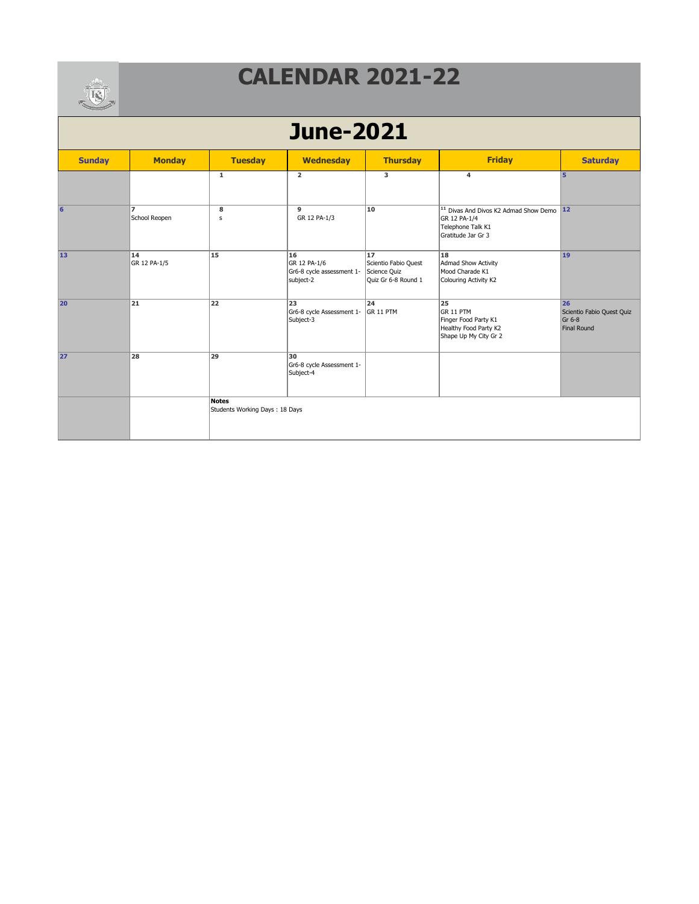# CALENDAR 2021-22

## June-2021

| Sunday | Monday | Tuesday | Wednesday | Thursday | Friday | Saturday |
|---|---|---|---|---|---|---|
| | | 1 | 2 | 3 | 4 | 5 |
| 6 | 7 School Reopen | 8 s | 9 GR 12 PA-1/3 | 10 | 11 Divas And Divos K2 Admad Show Demo GR 12 PA-1/4 Telephone Talk K1 Gratitude Jar Gr 3 | 12 |
| 13 | 14 GR 12 PA-1/5 | 15 | 16 GR 12 PA-1/6 Gr6-8 cycle assessment 1-subject-2 | 17 Scientio Fabio Quest Science Quiz Quiz Gr 6-8 Round 1 | 18 Admad Show Activity Mood Charade K1 Colouring Activity K2 | 19 |
| 20 | 21 | 22 | 23 Gr6-8 cycle Assessment 1-Subject-3 | 24 GR 11 PTM | 25 GR 11 PTM Finger Food Party K1 Healthy Food Party K2 Shape Up My City Gr 2 | 26 Scientio Fabio Quest Quiz Gr 6-8 Final Round |
| 27 | 28 | 29 | 30 Gr6-8 cycle Assessment 1-Subject-4 | | | |
| | | **Notes** Students Working Days : 18 Days | | | | |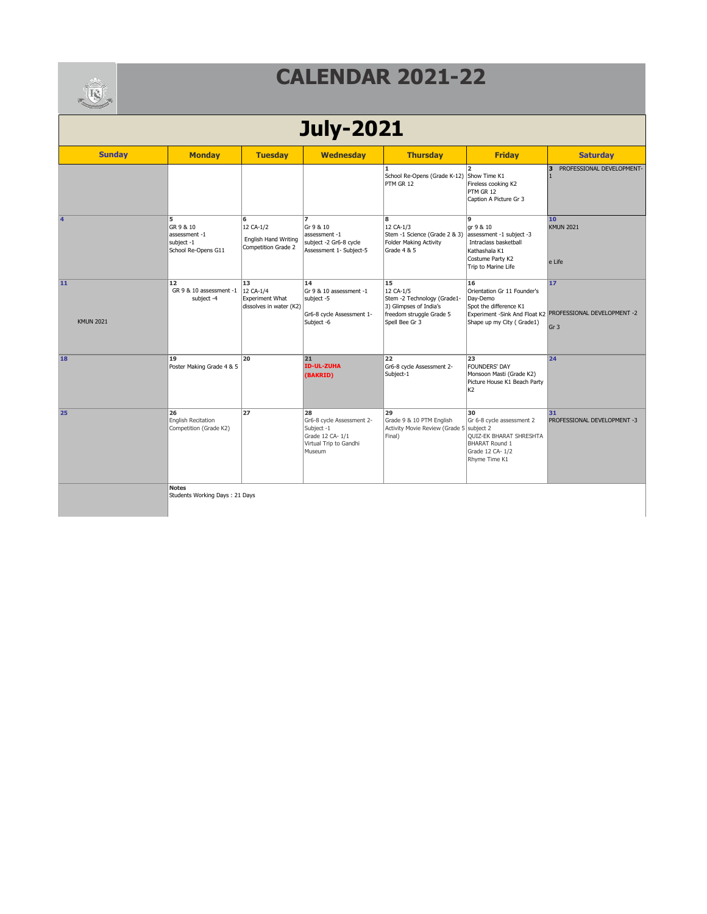# CALENDAR 2021-22

## July-2021

| Sunday | Monday | Tuesday | Wednesday | Thursday | Friday | Saturday |
|---|---|---|---|---|---|---|
| | | | | 1 School Re-Opens (Grade K-12) PTM GR 12 | 2 Show Time K1 Fireless cooking K2 PTM GR 12 Caption A Picture Gr 3 | 3 PROFESSIONAL DEVELOPMENT-1 |
| 4 | 5 GR 9 & 10 assessment -1 subject -1 School Re-Opens G11 | 6 12 CA-1/2 English Hand Writing Competition Grade 2 | 7 Gr 9 & 10 assessment -1 subject -2 Gr6-8 cycle Assessment 1- Subject-5 | 8 12 CA-1/3 Stem -1 Science (Grade 2 & 3) Folder Making Activity Grade 4 & 5 | 9 gr 9 & 10 assessment -1 subject -3 Intraclass basketball Kathashala K1 Costume Party K2 Trip to Marine Life | 10 KMUN 2021 e Life |
| 11 KMUN 2021 | 12 GR 9 & 10 assessment -1 subject -4 | 13 12 CA-1/4 Experiment What dissolves in water (K2) | 14 Gr 9 & 10 assessment -1 subject -5 Gr6-8 cycle Assessment 1- Subject -6 | 15 12 CA-1/5 Stem -2 Technology (Grade1-3) Glimpses of India's freedom struggle Grade 5 Spell Bee Gr 3 | 16 Orientation Gr 11 Founder's Day-Demo Spot the difference K1 Experiment -Sink And Float K2 Shape up my City ( Grade1) | 17 PROFESSIONAL DEVELOPMENT -2 Gr 3 |
| 18 | 19 Poster Making Grade 4 & 5 | 20 | 21 **ID-UL-ZUHA (BAKRID)** | 22 Gr6-8 cycle Assessment 2- Subject-1 | 23 FOUNDERS' DAY Monsoon Masti (Grade K2) Picture House K1 Beach Party K2 | 24 |
| 25 | 26 English Recitation Competition (Grade K2) | 27 | 28 Gr6-8 cycle Assessment 2- Subject -1 Grade 12 CA- 1/1 Virtual Trip to Gandhi Museum | 29 Grade 9 & 10 PTM English Activity Movie Review (Grade 5 Final) | 30 Gr 6-8 cycle assessment 2 subject 2 QUIZ-EK BHARAT SHRESHTA BHARAT Round 1 Grade 12 CA- 1/2 Rhyme Time K1 | 31 PROFESSIONAL DEVELOPMENT -3 |

**Notes**

Students Working Days : 21 Days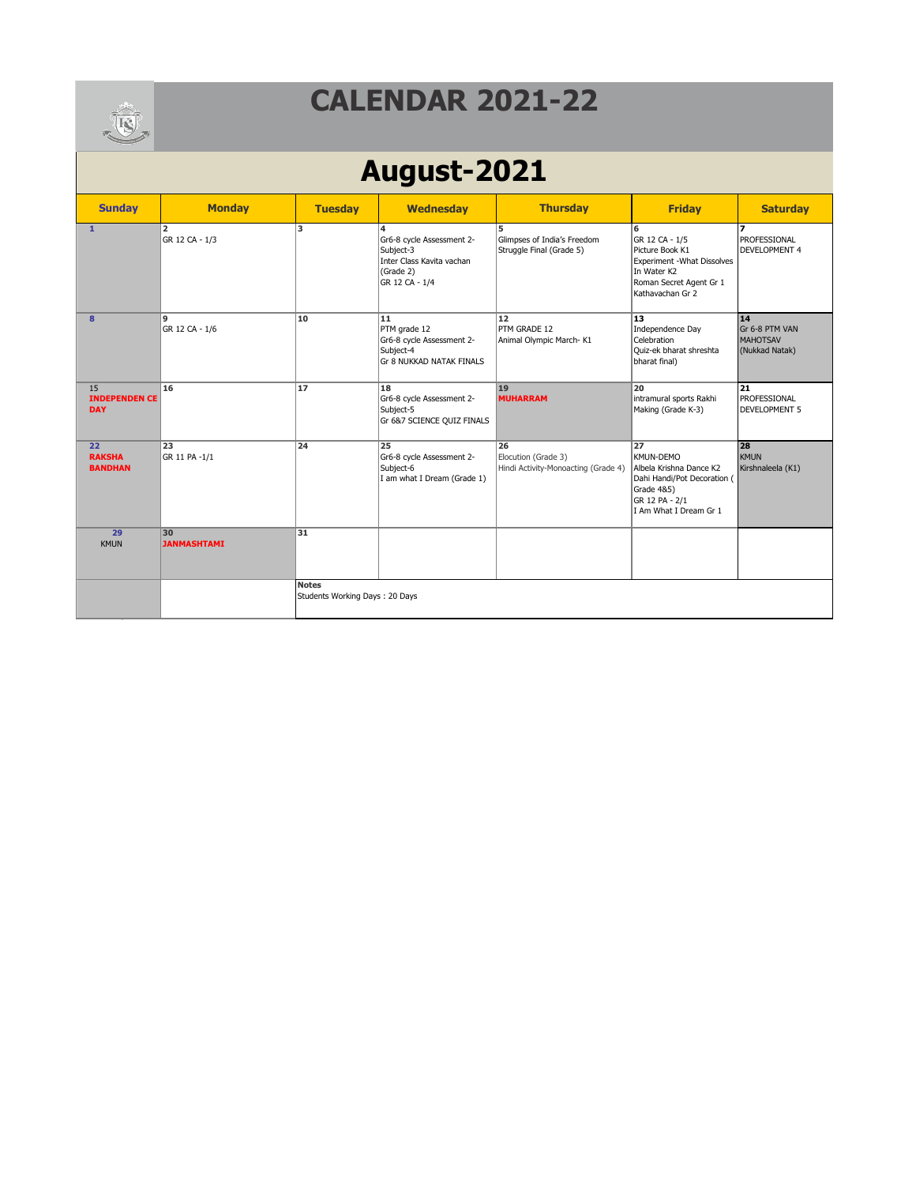# CALENDAR 2021-22

## August-2021

| Sunday | Monday | Tuesday | Wednesday | Thursday | Friday | Saturday |
|---|---|---|---|---|---|---|
| 1 | 2<br>GR 12 CA - 1/3 | 3 | 4<br>Gr6-8 cycle Assessment 2-Subject-3<br>Inter Class Kavita vachan (Grade 2)<br>GR 12 CA - 1/4 | 5<br>Glimpses of India's Freedom Struggle Final (Grade 5) | 6<br>GR 12 CA - 1/5<br>Picture Book K1<br>Experiment -What Dissolves In Water K2<br>Roman Secret Agent Gr 1<br>Kathavachan Gr 2 | 7<br>PROFESSIONAL DEVELOPMENT 4 |
| 8 | 9<br>GR 12 CA - 1/6 | 10 | 11<br>PTM grade 12<br>Gr6-8 cycle Assessment 2-Subject-4<br>Gr 8 NUKKAD NATAK FINALS | 12<br>PTM GRADE 12<br>Animal Olympic March- K1 | 13<br>Independence Day Celebration<br>Quiz-ek bharat shreshta bharat final) | 14<br>Gr 6-8 PTM VAN MAHOTSAV (Nukkad Natak) |
| 15<br>**INDEPENDEN CE DAY** | 16 | 17 | 18<br>Gr6-8 cycle Assessment 2-Subject-5<br>Gr 6&7 SCIENCE QUIZ FINALS | 19<br>**MUHARRAM** | 20<br>intramural sports Rakhi Making (Grade K-3) | 21<br>PROFESSIONAL DEVELOPMENT 5 |
| 22<br>**RAKSHA BANDHAN** | 23<br>GR 11 PA -1/1 | 24 | 25<br>Gr6-8 cycle Assessment 2-Subject-6<br>I am what I Dream (Grade 1) | 26<br>Elocution (Grade 3)<br>Hindi Activity-Monoacting (Grade 4) | 27<br>KMUN-DEMO<br>Albela Krishna Dance K2<br>Dahi Handi/Pot Decoration ( Grade 4&5)<br>GR 12 PA - 2/1<br>I Am What I Dream Gr 1 | 28<br>KMUN<br>Kirshnaleela (K1) |
| 29<br>KMUN | 30<br>**JANMASHTAMI** | 31 | | | | |
| | | **Notes**<br>Students Working Days : 20 Days | | | | |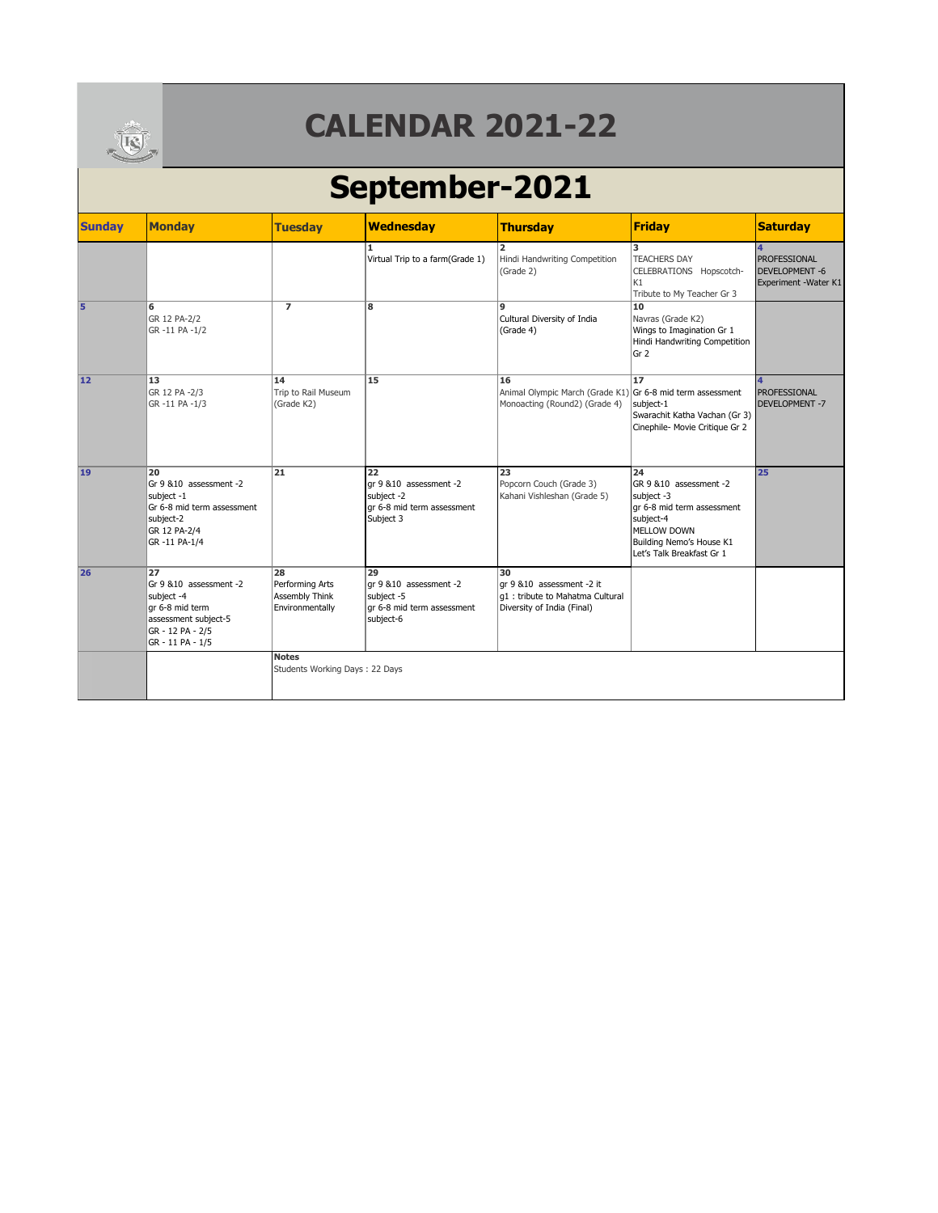# CALENDAR 2021-22

## September-2021

| Sunday | Monday | Tuesday | Wednesday | Thursday | Friday | Saturday |
|---|---|---|---|---|---|---|
| | | | 1 Virtual Trip to a farm(Grade 1) | 2 Hindi Handwriting Competition (Grade 2) | 3 TEACHERS DAY CELEBRATIONS Hopscotch- K1 Tribute to My Teacher Gr 3 | 4 PROFESSIONAL DEVELOPMENT -6 Experiment -Water K1 |
| 5 | 6 GR 12 PA-2/2 GR -11 PA -1/2 | 7 | 8 | 9 Cultural Diversity of India (Grade 4) | 10 Navras (Grade K2) Wings to Imagination Gr 1 Hindi Handwriting Competition Gr 2 | |
| 12 | 13 GR 12 PA -2/3 GR -11 PA -1/3 | 14 Trip to Rail Museum (Grade K2) | 15 | 16 Animal Olympic March (Grade K1) Monoacting (Round2) (Grade 4) | 17 Gr 6-8 mid term assessment subject-1 Swarachit Katha Vachan (Gr 3) Cinephile- Movie Critique Gr 2 | 4 PROFESSIONAL DEVELOPMENT -7 |
| 19 | 20 Gr 9 &10 assessment -2 subject -1 Gr 6-8 mid term assessment subject-2 GR 12 PA-2/4 GR -11 PA-1/4 | 21 | 22 gr 9 &10 assessment -2 subject -2 gr 6-8 mid term assessment Subject 3 | 23 Popcorn Couch (Grade 3) Kahani Vishleshan (Grade 5) | 24 GR 9 &10 assessment -2 subject -3 gr 6-8 mid term assessment subject-4 MELLOW DOWN Building Nemo's House K1 Let's Talk Breakfast Gr 1 | 25 |
| 26 | 27 Gr 9 &10 assessment -2 subject -4 gr 6-8 mid term assessment subject-5 GR - 12 PA - 2/5 GR - 11 PA - 1/5 | 28 Performing Arts Assembly Think Environmentally | 29 gr 9 &10 assessment -2 subject -5 gr 6-8 mid term assessment subject-6 | 30 gr 9 &10 assessment -2 it g1 : tribute to Mahatma Cultural Diversity of India (Final) | | |
| | | **Notes** Students Working Days : 22 Days | | | | |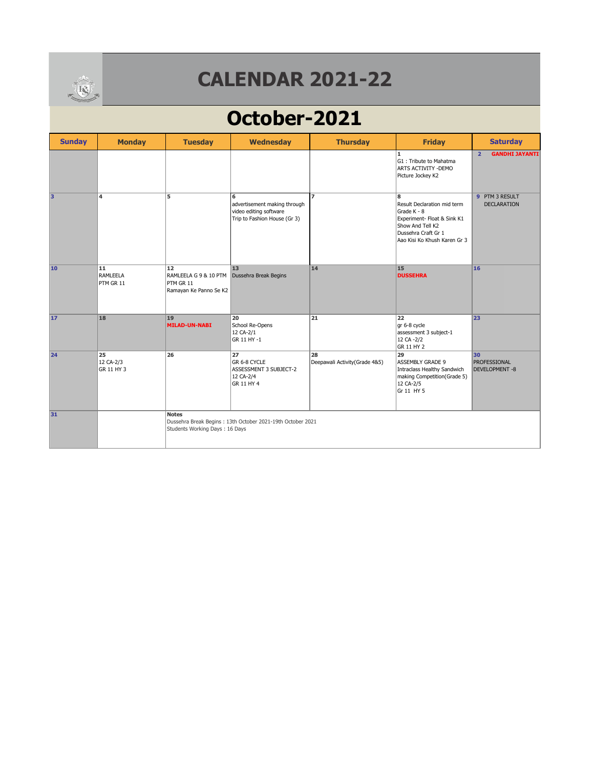# CALENDAR 2021-22

## October-2021

| Sunday | Monday | Tuesday | Wednesday | Thursday | Friday | Saturday |
|---|---|---|---|---|---|---|
| | | | | | **1**<br>G1 : Tribute to Mahatma<br>ARTS ACTIVITY -DEMO<br>Picture Jockey K2 | **2** **GANDHI JAYANTI** |
| **3** | **4** | **5** | **6**<br>advertisement making through video editing software<br>Trip to Fashion House (Gr 3) | **7** | **8**<br>Result Declaration mid term Grade K - 8<br>Experiment- Float & Sink K1<br>Show And Tell K2<br>Dussehra Craft Gr 1<br>Aao Kisi Ko Khush Karen Gr 3 | **9** PTM 3 RESULT DECLARATION |
| **10** | **11**<br>RAMLEELA<br>PTM GR 11 | **12**<br>RAMLEELA G 9 & 10 PTM<br>PTM GR 11<br>Ramayan Ke Panno Se K2 | **13**<br>Dussehra Break Begins | **14** | **15**<br>**DUSSEHRA** | **16** |
| **17** | **18** | **19**<br>**MILAD-UN-NABI** | **20**<br>School Re-Opens<br>12 CA-2/1<br>GR 11 HY -1 | **21** | **22**<br>gr 6-8 cycle assessment 3 subject-1<br>12 CA -2/2<br>GR 11 HY 2 | **23** |
| **24** | **25**<br>12 CA-2/3<br>GR 11 HY 3 | **26** | **27**<br>GR 6-8 CYCLE ASSESSMENT 3 SUBJECT-2<br>12 CA-2/4<br>GR 11 HY 4 | **28**<br>Deepawali Activity(Grade 4&5) | **29**<br>ASSEMBLY GRADE 9<br>Intraclass Healthy Sandwich making Competition(Grade 5)<br>12 CA-2/5<br>Gr 11 HY 5 | **30**<br>PROFESSIONAL DEVELOPMENT -8 |
| **31** | | **Notes**<br>Dussehra Break Begins : 13th October 2021-19th October 2021<br>Students Working Days : 16 Days | | | | |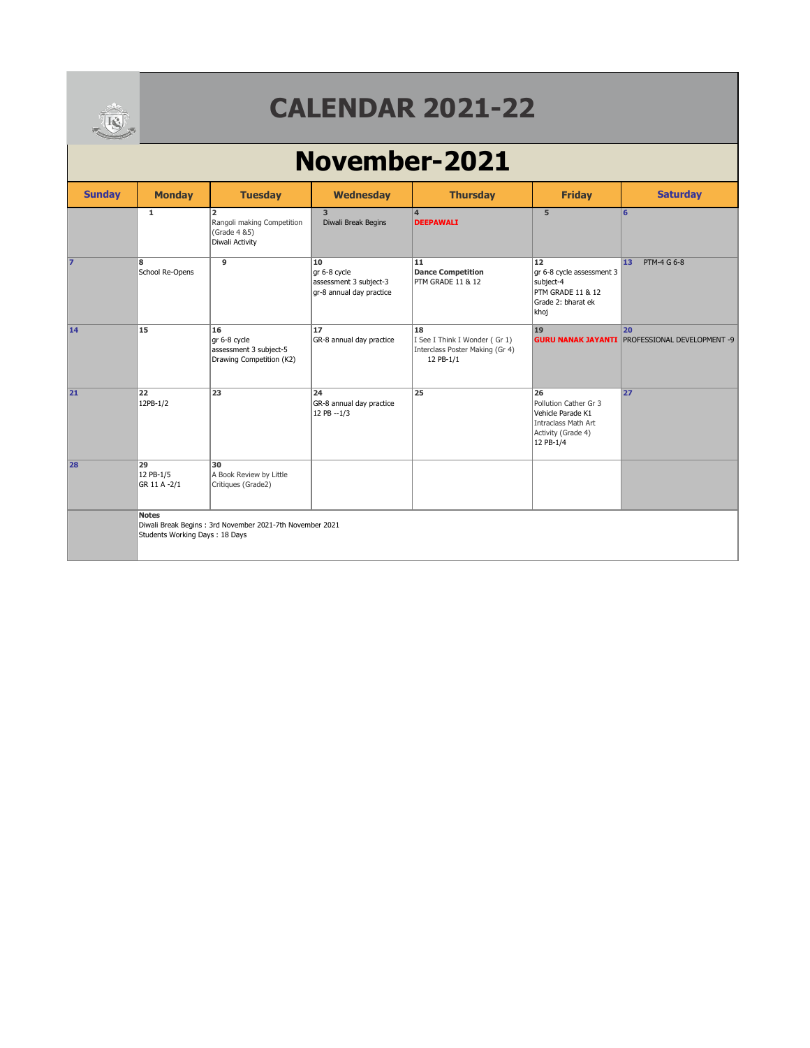# CALENDAR 2021-22

## November-2021

| Sunday | Monday | Tuesday | Wednesday | Thursday | Friday | Saturday |
|---|---|---|---|---|---|---|
| | 1 | 2<br>Rangoli making Competition (Grade 4 &5)<br>Diwali Activity | 3<br>Diwali Break Begins | 4<br>**DEEPAWALI** | 5 | 6 |
| 7 | 8<br>School Re-Opens | 9 | 10<br>gr 6-8 cycle assessment 3 subject-3<br>gr-8 annual day practice | 11<br>**Dance Competition**<br>PTM GRADE 11 & 12 | 12<br>gr 6-8 cycle assessment 3 subject-4<br>PTM GRADE 11 & 12<br>Grade 2: bharat ek khoj | 13 PTM-4 G 6-8 |
| 14 | 15 | 16<br>gr 6-8 cycle assessment 3 subject-5<br>Drawing Competition (K2) | 17<br>GR-8 annual day practice | 18<br>I See I Think I Wonder ( Gr 1)<br>Interclass Poster Making (Gr 4)<br>12 PB-1/1 | 19<br>**GURU NANAK JAYANTI** | 20<br>PROFESSIONAL DEVELOPMENT -9 |
| 21 | 22<br>12PB-1/2 | 23 | 24<br>GR-8 annual day practice<br>12 PB --1/3 | 25 | 26<br>Pollution Cather Gr 3<br>Vehicle Parade K1<br>Intraclass Math Art Activity (Grade 4)<br>12 PB-1/4 | 27 |
| 28 | 29<br>12 PB-1/5<br>GR 11 A -2/1 | 30<br>A Book Review by Little Critiques (Grade2) | | | | |

**Notes**

Diwali Break Begins : 3rd November 2021-7th November 2021

Students Working Days : 18 Days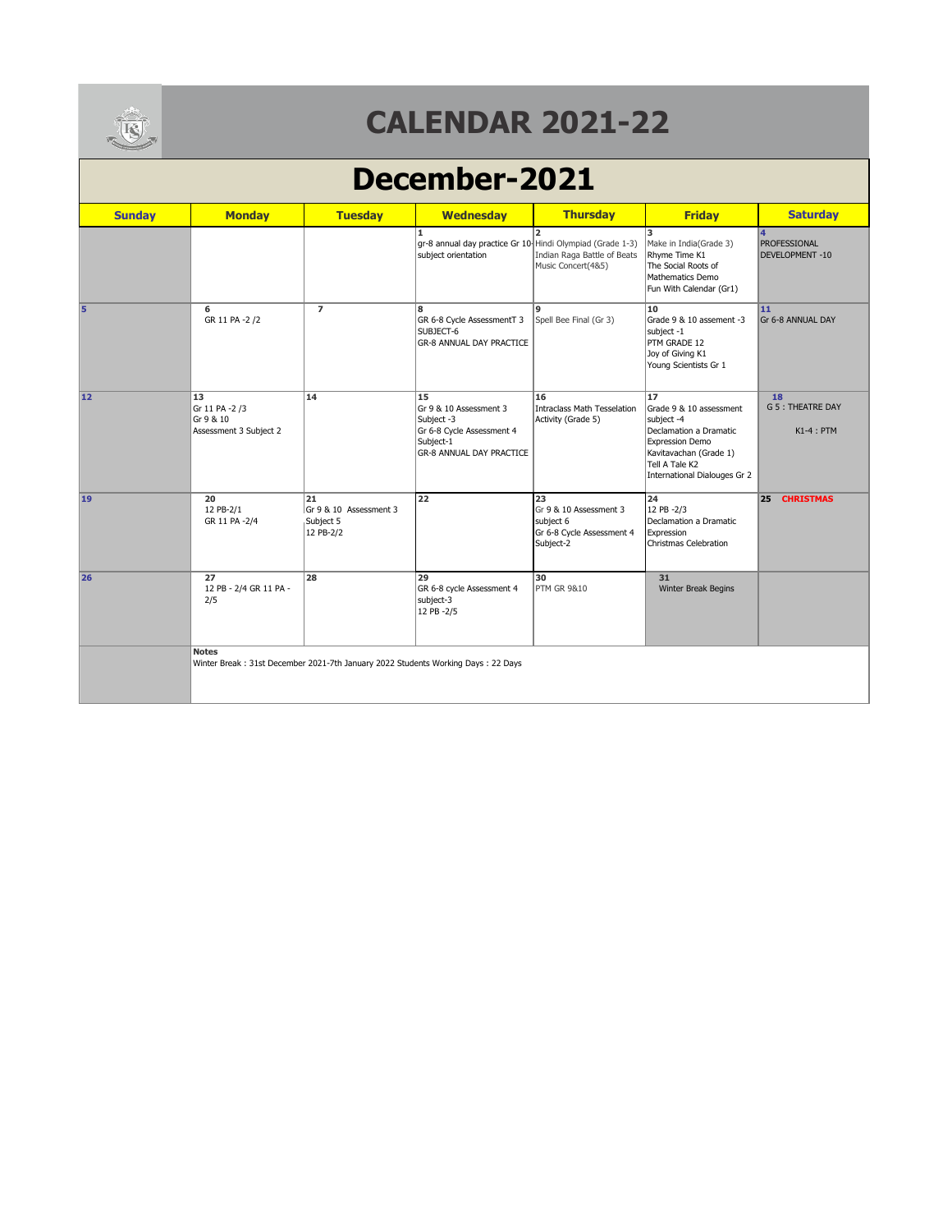# CALENDAR 2021-22

## December-2021

| Sunday | Monday | Tuesday | Wednesday | Thursday | Friday | Saturday |
|---|---|---|---|---|---|---|
| | | | 1<br>gr-8 annual day practice Gr 10 subject orientation | 2<br>Hindi Olympiad (Grade 1-3)<br>Indian Raga Battle of Beats Music Concert(4&5) | 3<br>Make in India(Grade 3)<br>Rhyme Time K1<br>The Social Roots of Mathematics Demo<br>Fun With Calendar (Gr1) | 4<br>PROFESSIONAL DEVELOPMENT -10 |
| 5 | 6<br>GR 11 PA -2 /2 | 7 | 8<br>GR 6-8 Cycle AssessmentT 3 SUBJECT-6<br>GR-8 ANNUAL DAY PRACTICE | 9<br>Spell Bee Final (Gr 3) | 10<br>Grade 9 & 10 assement -3 subject -1<br>PTM GRADE 12<br>Joy of Giving K1<br>Young Scientists Gr 1 | 11<br>Gr 6-8 ANNUAL DAY |
| 12 | 13<br>Gr 11 PA -2 /3<br>Gr 9 & 10 Assessment 3 Subject 2 | 14 | 15<br>Gr 9 & 10 Assessment 3 Subject -3<br>Gr 6-8 Cycle Assessment 4 Subject-1<br>GR-8 ANNUAL DAY PRACTICE | 16<br>Intraclass Math Tesselation Activity (Grade 5) | 17<br>Grade 9 & 10 assessment subject -4<br>Declamation a Dramatic Expression Demo<br>Kavitavachan (Grade 1)<br>Tell A Tale K2<br>International Dialouges Gr 2 | 18<br>G 5 : THEATRE DAY<br>K1-4 : PTM |
| 19 | 20<br>12 PB-2/1<br>GR 11 PA -2/4 | 21<br>Gr 9 & 10 Assessment 3 Subject 5<br>12 PB-2/2 | 22 | 23<br>Gr 9 & 10 Assessment 3 subject 6<br>Gr 6-8 Cycle Assessment 4 Subject-2 | 24<br>12 PB -2/3<br>Declamation a Dramatic Expression<br>Christmas Celebration | 25 CHRISTMAS |
| 26 | 27<br>12 PB - 2/4 GR 11 PA - 2/5 | 28 | 29<br>GR 6-8 cycle Assessment 4 subject-3<br>12 PB -2/5 | 30<br>PTM GR 9&10 | 31<br>Winter Break Begins | |

**Notes**

Winter Break : 31st December 2021-7th January 2022 Students Working Days : 22 Days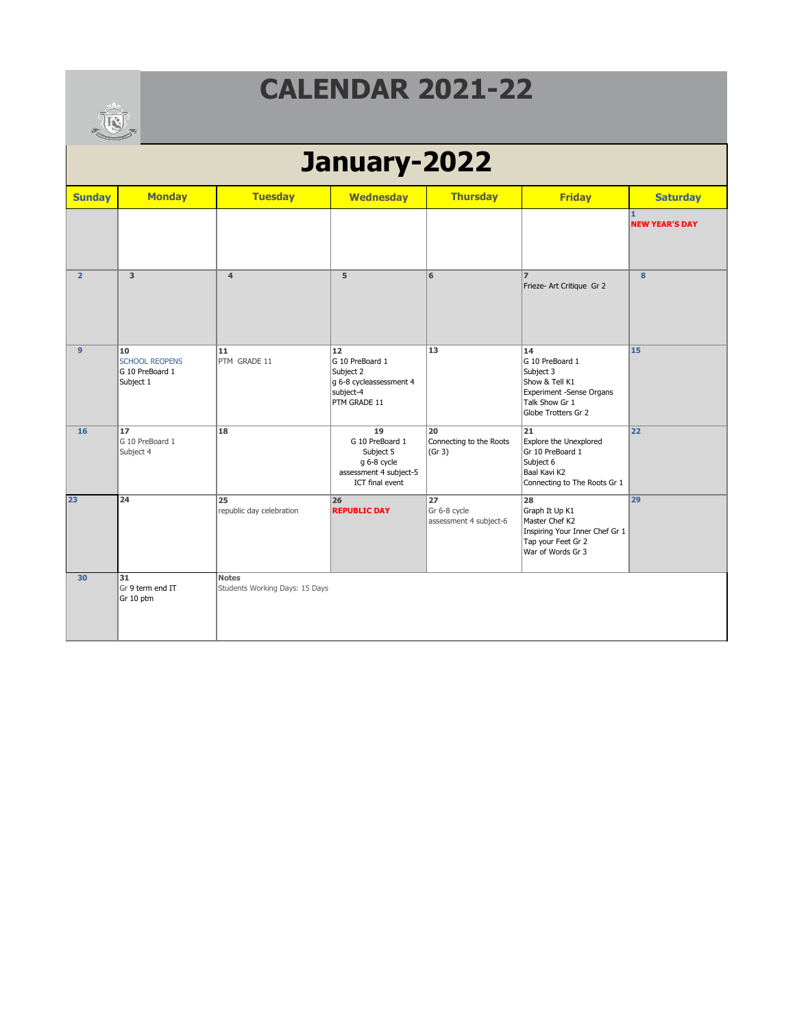# CALENDAR 2021-22

## January-2022

| Sunday | Monday | Tuesday | Wednesday | Thursday | Friday | Saturday |
|---|---|---|---|---|---|---|
| | | | | | | **1** **NEW YEAR'S DAY** |
| **2** | **3** | **4** | **5** | **6** | **7** Frieze- Art Critique Gr 2 | **8** |
| **9** | **10** SCHOOL REOPENS G 10 PreBoard 1 Subject 1 | **11** PTM GRADE 11 | **12** G 10 PreBoard 1 Subject 2 g 6-8 cycleassessment 4 subject-4 PTM GRADE 11 | **13** | **14** G 10 PreBoard 1 Subject 3 Show & Tell K1 Experiment -Sense Organs Talk Show Gr 1 Globe Trotters Gr 2 | **15** |
| **16** | **17** G 10 PreBoard 1 Subject 4 | **18** | **19** G 10 PreBoard 1 Subject 5 g 6-8 cycle assessment 4 subject-5 ICT final event | **20** Connecting to the Roots (Gr 3) | **21** Explore the Unexplored Gr 10 PreBoard 1 Subject 6 Baal Kavi K2 Connecting to The Roots Gr 1 | **22** |
| **23** | **24** | **25** republic day celebration | **26** **REPUBLIC DAY** | **27** Gr 6-8 cycle assessment 4 subject-6 | **28** Graph It Up K1 Master Chef K2 Inspiring Your Inner Chef Gr 1 Tap your Feet Gr 2 War of Words Gr 3 | **29** |
| **30** | **31** Gr 9 term end IT Gr 10 ptm | **Notes** Students Working Days: 15 Days | | | | |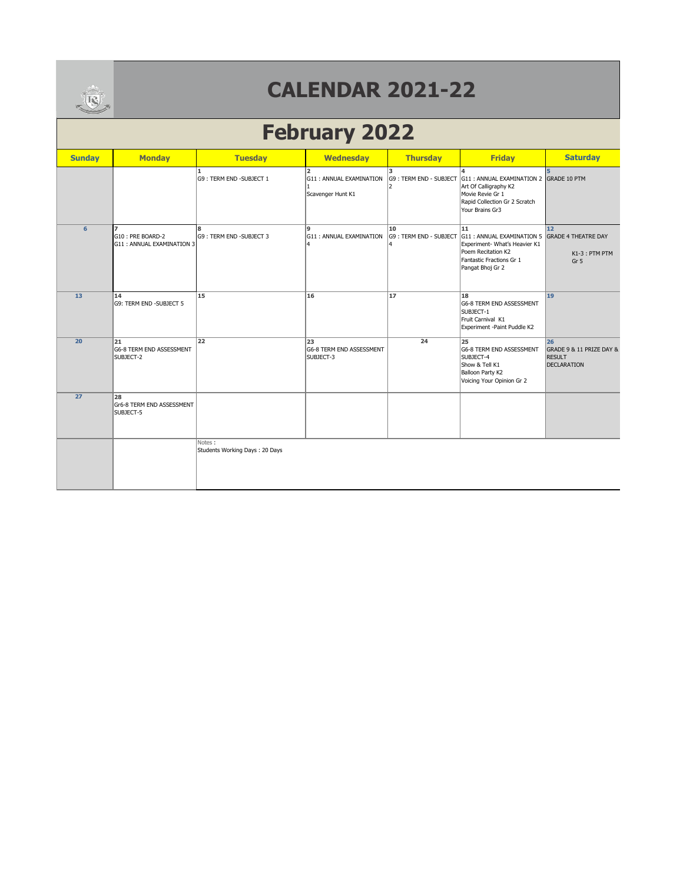# CALENDAR 2021-22

## February 2022

| Sunday | Monday | Tuesday | Wednesday | Thursday | Friday | Saturday |
|---|---|---|---|---|---|---|
| | | 1 G9 : TERM END -SUBJECT 1 | 2 G11 : ANNUAL EXAMINATION 1 Scavenger Hunt K1 | 3 G9 : TERM END - SUBJECT 2 | 4 G11 : ANNUAL EXAMINATION 2 Art Of Calligraphy K2 Movie Revie Gr 1 Rapid Collection Gr 2 Scratch Your Brains Gr3 | 5 GRADE 10 PTM |
| 6 | 7 G10 : PRE BOARD-2 G11 : ANNUAL EXAMINATION 3 | 8 G9 : TERM END -SUBJECT 3 | 9 G11 : ANNUAL EXAMINATION 4 | 10 G9 : TERM END - SUBJECT 4 | 11 G11 : ANNUAL EXAMINATION 5 Experiment- What's Heavier K1 Poem Recitation K2 Fantastic Fractions Gr 1 Pangat Bhoj Gr 2 | 12 GRADE 4 THEATRE DAY K1-3 : PTM PTM Gr 5 |
| 13 | 14 G9: TERM END -SUBJECT 5 | 15 | 16 | 17 | 18 G6-8 TERM END ASSESSMENT SUBJECT-1 Fruit Carnival K1 Experiment -Paint Puddle K2 | 19 |
| 20 | 21 G6-8 TERM END ASSESSMENT SUBJECT-2 | 22 | 23 G6-8 TERM END ASSESSMENT SUBJECT-3 | 24 | 25 G6-8 TERM END ASSESSMENT SUBJECT-4 Show & Tell K1 Balloon Party K2 Voicing Your Opinion Gr 2 | 26 GRADE 9 & 11 PRIZE DAY & RESULT DECLARATION |
| 27 | 28 Gr6-8 TERM END ASSESSMENT SUBJECT-5 | | | | | |

Notes :
Students Working Days : 20 Days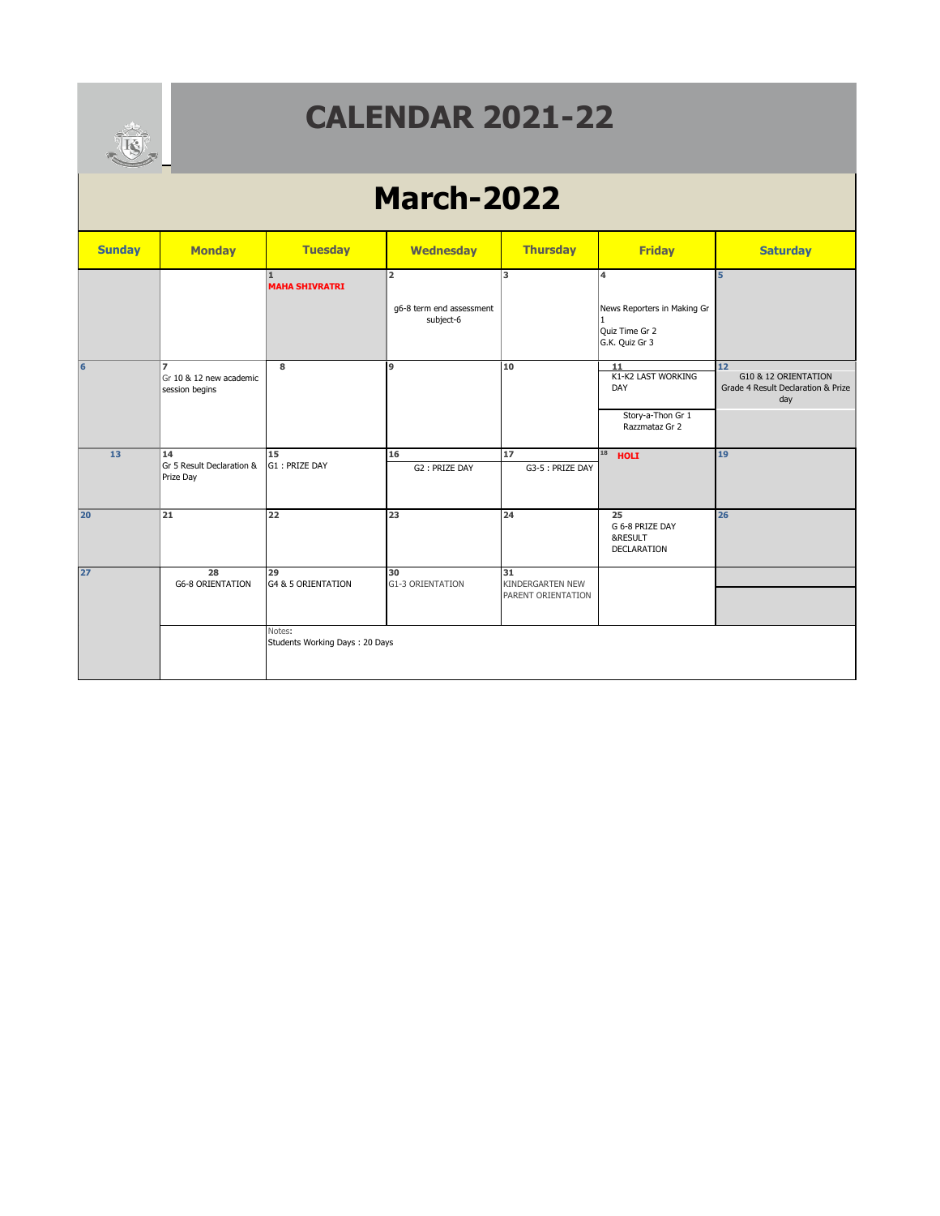# CALENDAR 2021-22

## March-2022

| Sunday | Monday | Tuesday | Wednesday | Thursday | Friday | Saturday |
|---|---|---|---|---|---|---|
| | | 1 **MAHA SHIVRATRI** | 2 g6-8 term end assessment subject-6 | 3 | 4 News Reporters in Making Gr 1 Quiz Time Gr 2 G.K. Quiz Gr 3 | 5 |
| 6 | 7 Gr 10 & 12 new academic session begins | 8 | 9 | 10 | 11 K1-K2 LAST WORKING DAY Story-a-Thon Gr 1 Razzmataz Gr 2 | 12 G10 & 12 ORIENTATION Grade 4 Result Declaration & Prize day |
| 13 | 14 Gr 5 Result Declaration & Prize Day | 15 G1 : PRIZE DAY | 16 G2 : PRIZE DAY | 17 G3-5 : PRIZE DAY | 18 **HOLI** | 19 |
| 20 | 21 | 22 | 23 | 24 | 25 G 6-8 PRIZE DAY &RESULT DECLARATION | 26 |
| 27 | 28 G6-8 ORIENTATION | 29 G4 & 5 ORIENTATION | 30 G1-3 ORIENTATION | 31 KINDERGARTEN NEW PARENT ORIENTATION | | |

Notes:
Students Working Days : 20 Days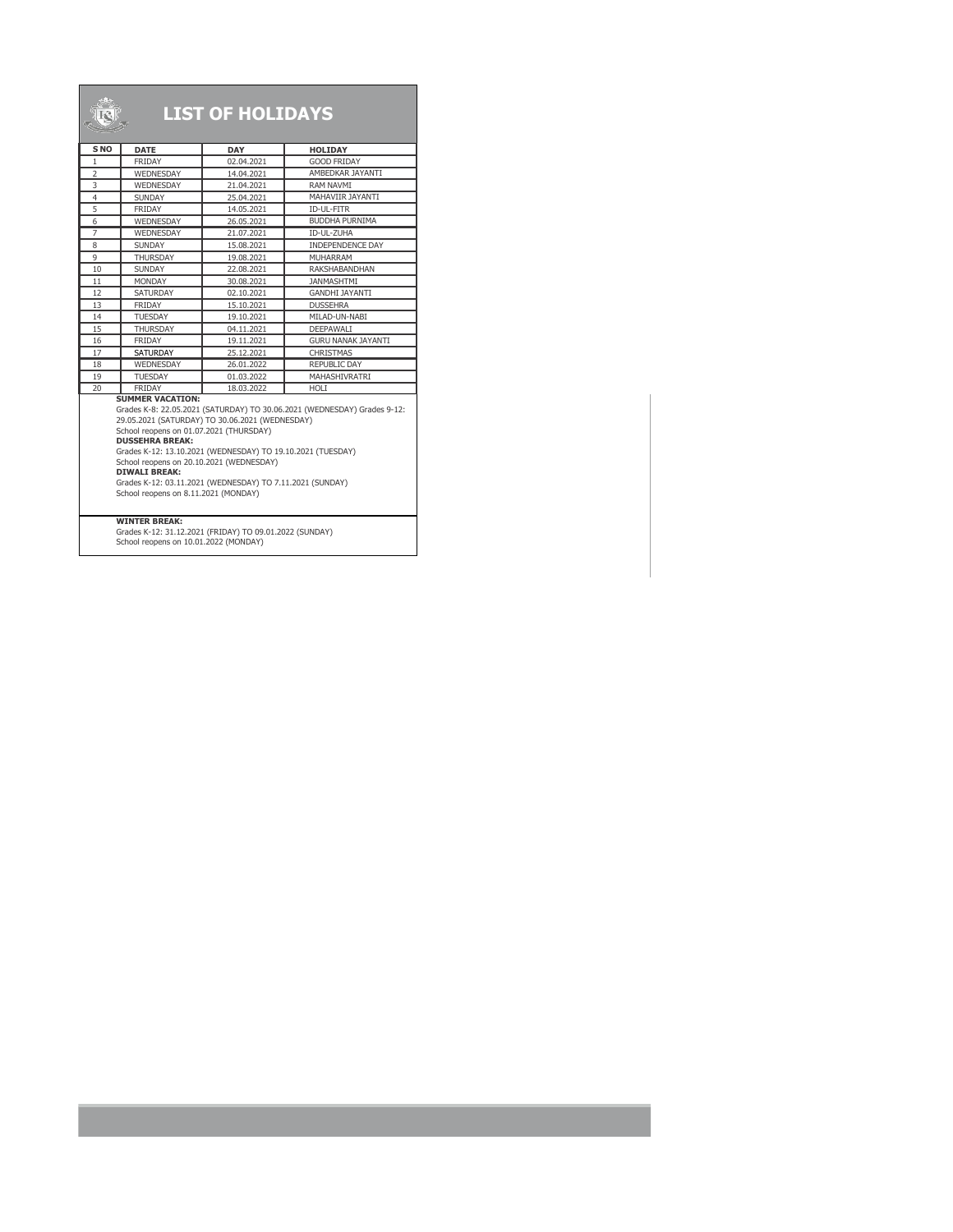# LIST OF HOLIDAYS

| S NO | DATE | DAY | HOLIDAY |
|---|---|---|---|
| 1 | FRIDAY | 02.04.2021 | GOOD FRIDAY |
| 2 | WEDNESDAY | 14.04.2021 | AMBEDKAR JAYANTI |
| 3 | WEDNESDAY | 21.04.2021 | RAM NAVMI |
| 4 | SUNDAY | 25.04.2021 | MAHAVIIR JAYANTI |
| 5 | FRIDAY | 14.05.2021 | ID-UL-FITR |
| 6 | WEDNESDAY | 26.05.2021 | BUDDHA PURNIMA |
| 7 | WEDNESDAY | 21.07.2021 | ID-UL-ZUHA |
| 8 | SUNDAY | 15.08.2021 | INDEPENDENCE DAY |
| 9 | THURSDAY | 19.08.2021 | MUHARRAM |
| 10 | SUNDAY | 22.08.2021 | RAKSHABANDHAN |
| 11 | MONDAY | 30.08.2021 | JANMASHTMI |
| 12 | SATURDAY | 02.10.2021 | GANDHI JAYANTI |
| 13 | FRIDAY | 15.10.2021 | DUSSEHRA |
| 14 | TUESDAY | 19.10.2021 | MILAD-UN-NABI |
| 15 | THURSDAY | 04.11.2021 | DEEPAWALI |
| 16 | FRIDAY | 19.11.2021 | GURU NANAK JAYANTI |
| 17 | SATURDAY | 25.12.2021 | CHRISTMAS |
| 18 | WEDNESDAY | 26.01.2022 | REPUBLIC DAY |
| 19 | TUESDAY | 01.03.2022 | MAHASHIVRATRI |
| 20 | FRIDAY | 18.03.2022 | HOLI |

**SUMMER VACATION:**
Grades K-8: 22.05.2021 (SATURDAY) TO 30.06.2021 (WEDNESDAY) Grades 9-12: 29.05.2021 (SATURDAY) TO 30.06.2021 (WEDNESDAY)
School reopens on 01.07.2021 (THURSDAY)

**DUSSEHRA BREAK:**
Grades K-12: 13.10.2021 (WEDNESDAY) TO 19.10.2021 (TUESDAY)
School reopens on 20.10.2021 (WEDNESDAY)

**DIWALI BREAK:**
Grades K-12: 03.11.2021 (WEDNESDAY) TO 7.11.2021 (SUNDAY)
School reopens on 8.11.2021 (MONDAY)

**WINTER BREAK:**
Grades K-12: 31.12.2021 (FRIDAY) TO 09.01.2022 (SUNDAY)
School reopens on 10.01.2022 (MONDAY)